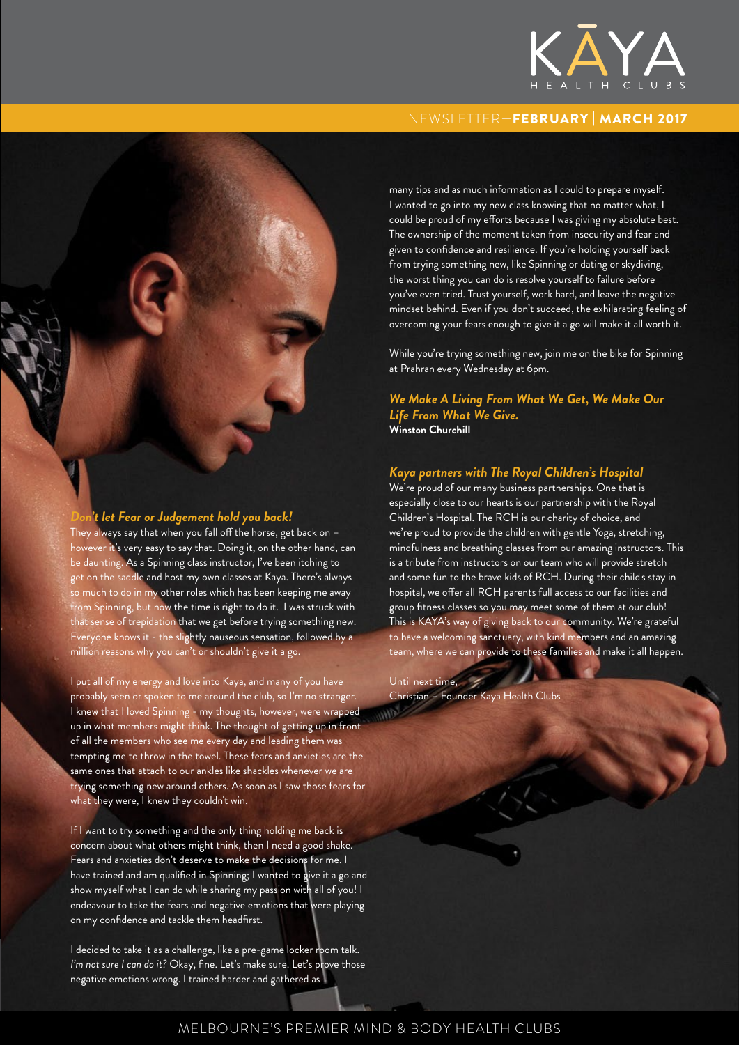# KĀYA HEALTH CLUBS

NEWSLETTER—**FEBRUARY | MARCH 2017**

### *Don't let Fear or Judgement hold you back!*

They always say that when you fall off the horse, get back on – however it's very easy to say that. Doing it, on the other hand, can be daunting. As a Spinning class instructor, I've been itching to get on the saddle and host my own classes at Kaya. There's always so much to do in my other roles which has been keeping me away from Spinning, but now the time is right to do it. I was struck with that sense of trepidation that we get before trying something new. Everyone knows it - the slightly nauseous sensation, followed by a million reasons why you can't or shouldn't give it a go.

I put all of my energy and love into Kaya, and many of you have probably seen or spoken to me around the club, so I'm no stranger. I knew that I loved Spinning - my thoughts, however, were wrapped up in what members might think. The thought of getting up in front of all the members who see me every day and leading them was tempting me to throw in the towel. These fears and anxieties are the same ones that attach to our ankles like shackles whenever we are trying something new around others. As soon as I saw those fears for what they were, I knew they couldn't win.

If I want to try something and the only thing holding me back is concern about what others might think, then I need a good shake. Fears and anxieties don't deserve to make the decisions for me. I have trained and am qualified in Spinning; I wanted to give it a go and show myself what I can do while sharing my passion with all of you! I endeavour to take the fears and negative emotions that were playing on my confidence and tackle them headfirst.

I decided to take it as a challenge, like a pre-game locker room talk. *I'm not sure I can do it?* Okay, fine. Let's make sure. Let's prove those negative emotions wrong. I trained harder and gathered as many tips and as much information as I could to prepare myself. I wanted to go into my new class knowing that no matter what, I could be proud of my efforts because I was giving my absolute best. The ownership of the moment taken from insecurity and fear and given to confidence and resilience. If you're holding yourself back from trying something new, like Spinning or dating or skydiving, the worst thing you can do is resolve yourself to failure before you've even tried. Trust yourself, work hard, and leave the negative mindset behind. Even if you don't succeed, the exhilarating feeling of overcoming your fears enough to give it a go will make it all worth it.

While you're trying something new, join me on the bike for Spinning at Prahran every Wednesday at 6pm.

***We Make A Living From What We Get, We Make Our Life From What We Give.***
**Winston Churchill**

### *Kaya partners with The Royal Children's Hospital*

We're proud of our many business partnerships. One that is especially close to our hearts is our partnership with the Royal Children's Hospital. The RCH is our charity of choice, and we're proud to provide the children with gentle Yoga, stretching, mindfulness and breathing classes from our amazing instructors. This is a tribute from instructors on our team who will provide stretch and some fun to the brave kids of RCH. During their child's stay in hospital, we offer all RCH parents full access to our facilities and group fitness classes so you may meet some of them at our club! This is KAYA's way of giving back to our community. We're grateful to have a welcoming sanctuary, with kind members and an amazing team, where we can provide to these families and make it all happen.

Until next time,
Christian – Founder Kaya Health Clubs

MELBOURNE'S PREMIER MIND & BODY HEALTH CLUBS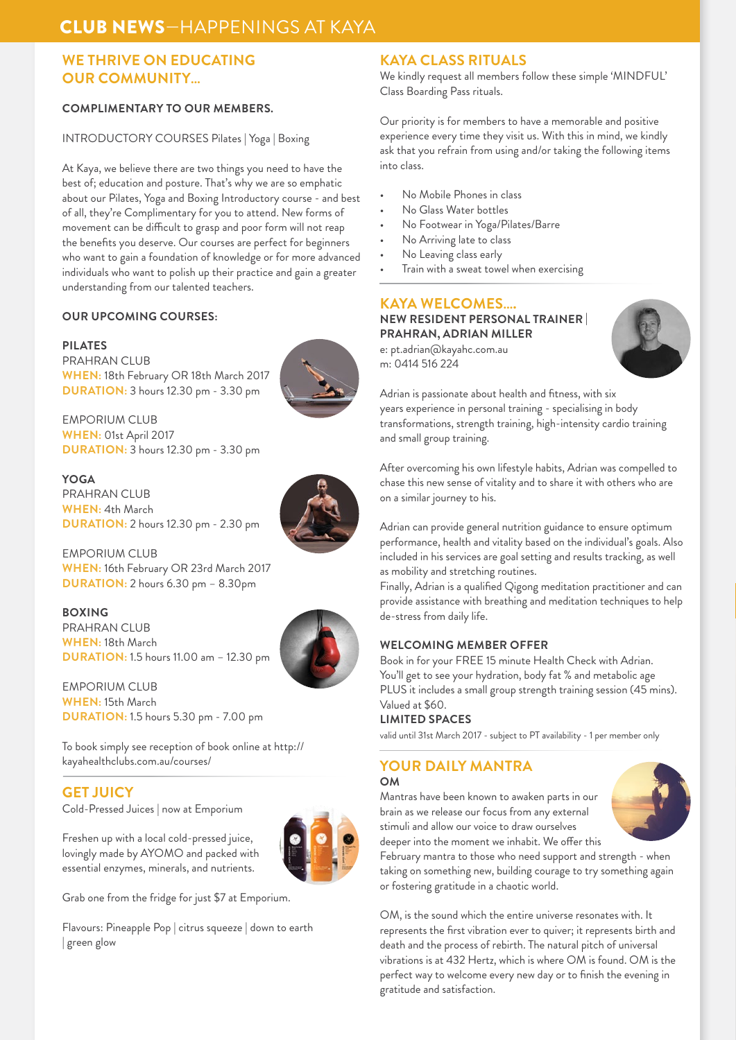# CLUB NEWS—HAPPENINGS AT KAYA

## WE THRIVE ON EDUCATING OUR COMMUNITY...

**COMPLIMENTARY TO OUR MEMBERS.**

INTRODUCTORY COURSES Pilates | Yoga | Boxing

At Kaya, we believe there are two things you need to have the best of; education and posture. That's why we are so emphatic about our Pilates, Yoga and Boxing Introductory course - and best of all, they're Complimentary for you to attend. New forms of movement can be difficult to grasp and poor form will not reap the benefits you deserve. Our courses are perfect for beginners who want to gain a foundation of knowledge or for more advanced individuals who want to polish up their practice and gain a greater understanding from our talented teachers.

**OUR UPCOMING COURSES:**

**PILATES**

PRAHRAN CLUB
**WHEN:** 18th February OR 18th March 2017
**DURATION:** 3 hours 12.30 pm - 3.30 pm

EMPORIUM CLUB
**WHEN:** 01st April 2017
**DURATION:** 3 hours 12.30 pm - 3.30 pm

**YOGA**

PRAHRAN CLUB
**WHEN:** 4th March
**DURATION:** 2 hours 12.30 pm - 2.30 pm

EMPORIUM CLUB
**WHEN:** 16th February OR 23rd March 2017
**DURATION:** 2 hours 6.30 pm – 8.30pm

**BOXING**

PRAHRAN CLUB
**WHEN:** 18th March
**DURATION:** 1.5 hours 11.00 am – 12.30 pm

EMPORIUM CLUB
**WHEN:** 15th March
**DURATION:** 1.5 hours 5.30 pm - 7.00 pm

To book simply see reception of book online at http://kayahealthclubs.com.au/courses/

## GET JUICY

Cold-Pressed Juices | now at Emporium

Freshen up with a local cold-pressed juice, lovingly made by AYOMO and packed with essential enzymes, minerals, and nutrients.

Grab one from the fridge for just $7 at Emporium.

Flavours: Pineapple Pop | citrus squeeze | down to earth | green glow

## KAYA CLASS RITUALS

We kindly request all members follow these simple 'MINDFUL' Class Boarding Pass rituals.

Our priority is for members to have a memorable and positive experience every time they visit us. With this in mind, we kindly ask that you refrain from using and/or taking the following items into class.

- No Mobile Phones in class
- No Glass Water bottles
- No Footwear in Yoga/Pilates/Barre
- No Arriving late to class
- No Leaving class early
- Train with a sweat towel when exercising

## KAYA WELCOMES....

**NEW RESIDENT PERSONAL TRAINER | PRAHRAN, ADRIAN MILLER**

e: pt.adrian@kayahc.com.au
m: 0414 516 224

Adrian is passionate about health and fitness, with six years experience in personal training - specialising in body transformations, strength training, high-intensity cardio training and small group training.

After overcoming his own lifestyle habits, Adrian was compelled to chase this new sense of vitality and to share it with others who are on a similar journey to his.

Adrian can provide general nutrition guidance to ensure optimum performance, health and vitality based on the individual's goals. Also included in his services are goal setting and results tracking, as well as mobility and stretching routines.
Finally, Adrian is a qualified Qigong meditation practitioner and can provide assistance with breathing and meditation techniques to help de-stress from daily life.

**WELCOMING MEMBER OFFER**

Book in for your FREE 15 minute Health Check with Adrian. You'll get to see your hydration, body fat % and metabolic age PLUS it includes a small group strength training session (45 mins). Valued at $60.

**LIMITED SPACES**

valid until 31st March 2017 - subject to PT availability - 1 per member only

## YOUR DAILY MANTRA

**OM**

Mantras have been known to awaken parts in our brain as we release our focus from any external stimuli and allow our voice to draw ourselves deeper into the moment we inhabit. We offer this February mantra to those who need support and strength - when taking on something new, building courage to try something again or fostering gratitude in a chaotic world.

OM, is the sound which the entire universe resonates with. It represents the first vibration ever to quiver; it represents birth and death and the process of rebirth. The natural pitch of universal vibrations is at 432 Hertz, which is where OM is found. OM is the perfect way to welcome every new day or to finish the evening in gratitude and satisfaction.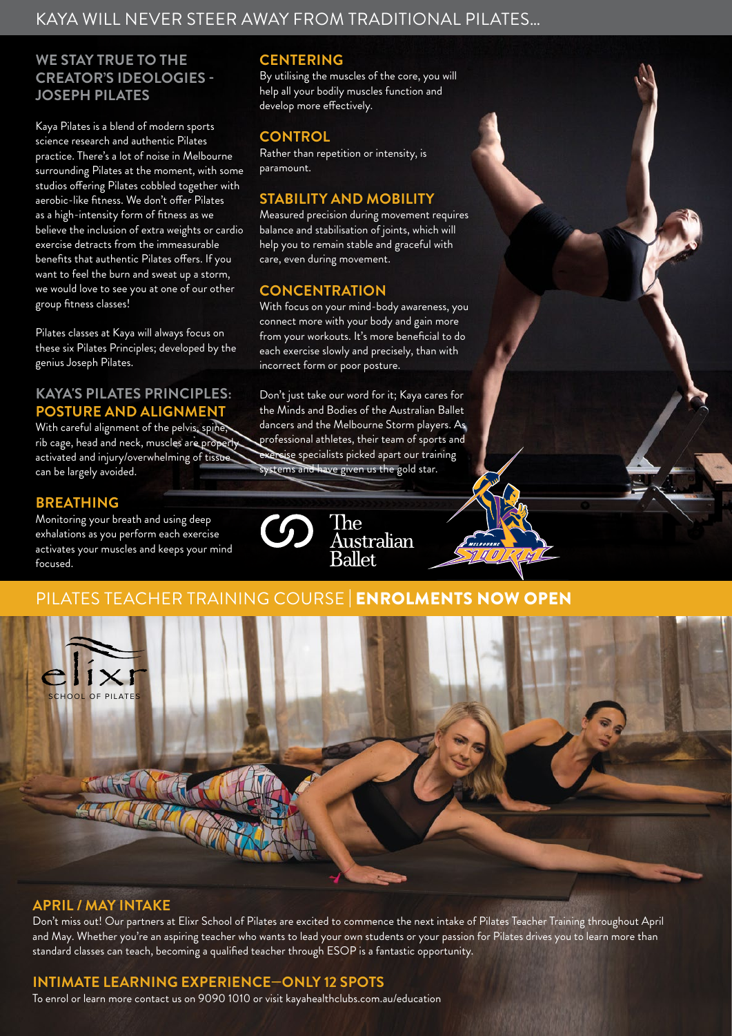# KAYA WILL NEVER STEER AWAY FROM TRADITIONAL PILATES...

## WE STAY TRUE TO THE CREATOR'S IDEOLOGIES - JOSEPH PILATES

Kaya Pilates is a blend of modern sports science research and authentic Pilates practice. There's a lot of noise in Melbourne surrounding Pilates at the moment, with some studios offering Pilates cobbled together with aerobic-like fitness. We don't offer Pilates as a high-intensity form of fitness as we believe the inclusion of extra weights or cardio exercise detracts from the immeasurable benefits that authentic Pilates offers. If you want to feel the burn and sweat up a storm, we would love to see you at one of our other group fitness classes!

Pilates classes at Kaya will always focus on these six Pilates Principles; developed by the genius Joseph Pilates.

## KAYA'S PILATES PRINCIPLES:

### POSTURE AND ALIGNMENT

With careful alignment of the pelvis, spine, rib cage, head and neck, muscles are properly activated and injury/overwhelming of tissue can be largely avoided.

### BREATHING

Monitoring your breath and using deep exhalations as you perform each exercise activates your muscles and keeps your mind focused.

### CENTERING

By utilising the muscles of the core, you will help all your bodily muscles function and develop more effectively.

### CONTROL

Rather than repetition or intensity, is paramount.

### STABILITY AND MOBILITY

Measured precision during movement requires balance and stabilisation of joints, which will help you to remain stable and graceful with care, even during movement.

### CONCENTRATION

With focus on your mind-body awareness, you connect more with your body and gain more from your workouts. It's more beneficial to do each exercise slowly and precisely, than with incorrect form or poor posture.

Don't just take our word for it; Kaya cares for the Minds and Bodies of the Australian Ballet dancers and the Melbourne Storm players. As professional athletes, their team of sports and exercise specialists picked apart our training systems and have given us the gold star.

The Australian Ballet

Melbourne Storm

## PILATES TEACHER TRAINING COURSE | ENROLMENTS NOW OPEN

elixr SCHOOL OF PILATES

### APRIL / MAY INTAKE

Don't miss out! Our partners at Elixr School of Pilates are excited to commence the next intake of Pilates Teacher Training throughout April and May. Whether you're an aspiring teacher who wants to lead your own students or your passion for Pilates drives you to learn more than standard classes can teach, becoming a qualified teacher through ESOP is a fantastic opportunity.

### INTIMATE LEARNING EXPERIENCE—ONLY 12 SPOTS

To enrol or learn more contact us on 9090 1010 or visit kayahealthclubs.com.au/education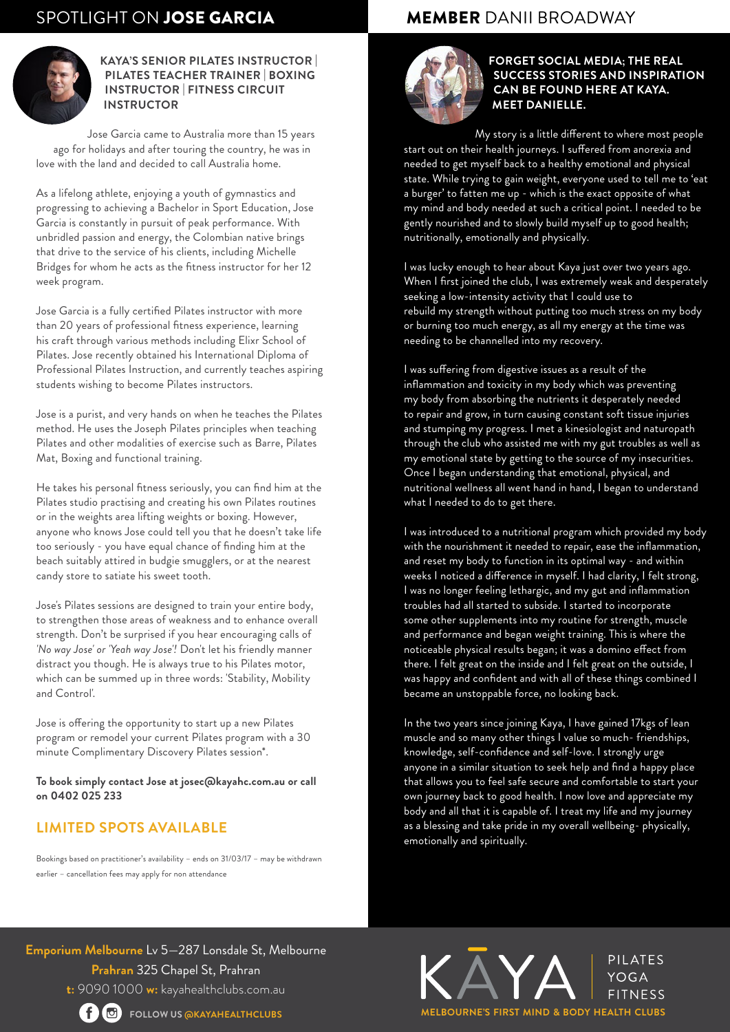# SPOTLIGHT ON **JOSE GARCIA**

**KAYA'S SENIOR PILATES INSTRUCTOR | PILATES TEACHER TRAINER | BOXING INSTRUCTOR | FITNESS CIRCUIT INSTRUCTOR**

Jose Garcia came to Australia more than 15 years ago for holidays and after touring the country, he was in love with the land and decided to call Australia home.

As a lifelong athlete, enjoying a youth of gymnastics and progressing to achieving a Bachelor in Sport Education, Jose Garcia is constantly in pursuit of peak performance. With unbridled passion and energy, the Colombian native brings that drive to the service of his clients, including Michelle Bridges for whom he acts as the fitness instructor for her 12 week program.

Jose Garcia is a fully certified Pilates instructor with more than 20 years of professional fitness experience, learning his craft through various methods including Elixr School of Pilates. Jose recently obtained his International Diploma of Professional Pilates Instruction, and currently teaches aspiring students wishing to become Pilates instructors.

Jose is a purist, and very hands on when he teaches the Pilates method. He uses the Joseph Pilates principles when teaching Pilates and other modalities of exercise such as Barre, Pilates Mat, Boxing and functional training.

He takes his personal fitness seriously, you can find him at the Pilates studio practising and creating his own Pilates routines or in the weights area lifting weights or boxing. However, anyone who knows Jose could tell you that he doesn't take life too seriously - you have equal chance of finding him at the beach suitably attired in budgie smugglers, or at the nearest candy store to satiate his sweet tooth.

Jose's Pilates sessions are designed to train your entire body, to strengthen those areas of weakness and to enhance overall strength. Don't be surprised if you hear encouraging calls of *'No way Jose' or 'Yeah way Jose'!* Don't let his friendly manner distract you though. He is always true to his Pilates motor, which can be summed up in three words: 'Stability, Mobility and Control'.

Jose is offering the opportunity to start up a new Pilates program or remodel your current Pilates program with a 30 minute Complimentary Discovery Pilates session*.

**To book simply contact Jose at josec@kayahc.com.au or call on 0402 025 233**

## LIMITED SPOTS AVAILABLE

Bookings based on practitioner's availability – ends on 31/03/17 – may be withdrawn earlier – cancellation fees may apply for non attendance

# **MEMBER** DANII BROADWAY

**FORGET SOCIAL MEDIA; THE REAL SUCCESS STORIES AND INSPIRATION CAN BE FOUND HERE AT KAYA. MEET DANIELLE.**

My story is a little different to where most people start out on their health journeys. I suffered from anorexia and needed to get myself back to a healthy emotional and physical state. While trying to gain weight, everyone used to tell me to 'eat a burger' to fatten me up - which is the exact opposite of what my mind and body needed at such a critical point. I needed to be gently nourished and to slowly build myself up to good health; nutritionally, emotionally and physically.

I was lucky enough to hear about Kaya just over two years ago. When I first joined the club, I was extremely weak and desperately seeking a low-intensity activity that I could use to rebuild my strength without putting too much stress on my body or burning too much energy, as all my energy at the time was needing to be channelled into my recovery.

I was suffering from digestive issues as a result of the inflammation and toxicity in my body which was preventing my body from absorbing the nutrients it desperately needed to repair and grow, in turn causing constant soft tissue injuries and stumping my progress. I met a kinesiologist and naturopath through the club who assisted me with my gut troubles as well as my emotional state by getting to the source of my insecurities. Once I began understanding that emotional, physical, and nutritional wellness all went hand in hand, I began to understand what I needed to do to get there.

I was introduced to a nutritional program which provided my body with the nourishment it needed to repair, ease the inflammation, and reset my body to function in its optimal way - and within weeks I noticed a difference in myself. I had clarity, I felt strong, I was no longer feeling lethargic, and my gut and inflammation troubles had all started to subside. I started to incorporate some other supplements into my routine for strength, muscle and performance and began weight training. This is where the noticeable physical results began; it was a domino effect from there. I felt great on the inside and I felt great on the outside, I was happy and confident and with all of these things combined I became an unstoppable force, no looking back.

In the two years since joining Kaya, I have gained 17kgs of lean muscle and so many other things I value so much- friendships, knowledge, self-confidence and self-love. I strongly urge anyone in a similar situation to seek help and find a happy place that allows you to feel safe secure and comfortable to start your own journey back to good health. I now love and appreciate my body and all that it is capable of. I treat my life and my journey as a blessing and take pride in my overall wellbeing- physically, emotionally and spiritually.

**Emporium Melbourne** Lv 5—287 Lonsdale St, Melbourne
**Prahran** 325 Chapel St, Prahran
**t:** 9090 1000 **w:** kayahealthclubs.com.au
FOLLOW US @KAYAHEALTHCLUBS

KĀYA PILATES YOGA FITNESS
MELBOURNE'S FIRST MIND & BODY HEALTH CLUBS